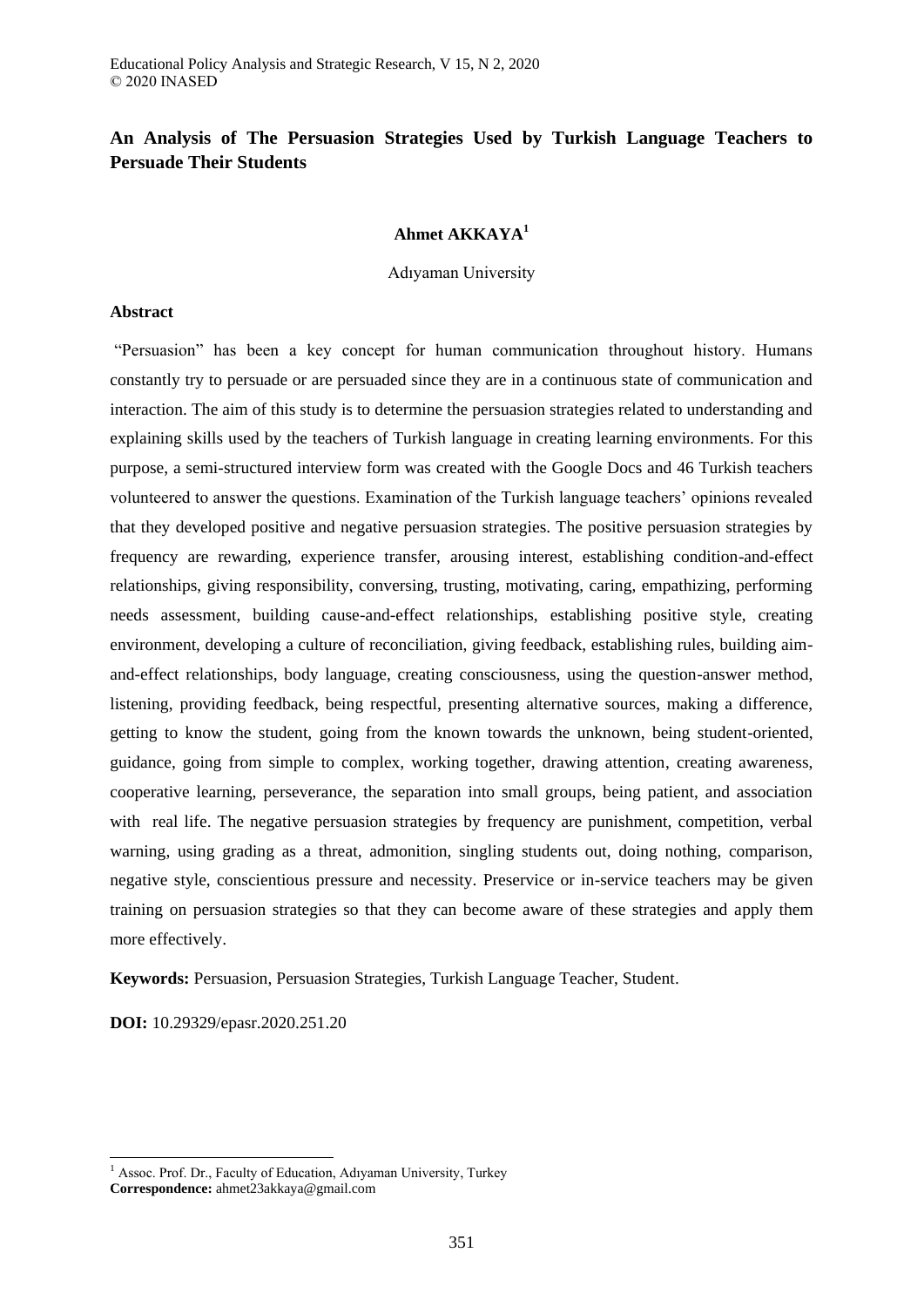# An Analysis of The Persuasion Strategies Used by Turkish Language Teachers to Persuade Their Students

**Ahmet AKKAYA**[1]

Adıyaman University

## Abstract

"Persuasion" has been a key concept for human communication throughout history. Humans constantly try to persuade or are persuaded since they are in a continuous state of communication and interaction. The aim of this study is to determine the persuasion strategies related to understanding and explaining skills used by the teachers of Turkish language in creating learning environments. For this purpose, a semi-structured interview form was created with the Google Docs and 46 Turkish teachers volunteered to answer the questions. Examination of the Turkish language teachers' opinions revealed that they developed positive and negative persuasion strategies. The positive persuasion strategies by frequency are rewarding, experience transfer, arousing interest, establishing condition-and-effect relationships, giving responsibility, conversing, trusting, motivating, caring, empathizing, performing needs assessment, building cause-and-effect relationships, establishing positive style, creating environment, developing a culture of reconciliation, giving feedback, establishing rules, building aim-and-effect relationships, body language, creating consciousness, using the question-answer method, listening, providing feedback, being respectful, presenting alternative sources, making a difference, getting to know the student, going from the known towards the unknown, being student-oriented, guidance, going from simple to complex, working together, drawing attention, creating awareness, cooperative learning, perseverance, the separation into small groups, being patient, and association with real life. The negative persuasion strategies by frequency are punishment, competition, verbal warning, using grading as a threat, admonition, singling students out, doing nothing, comparison, negative style, conscientious pressure and necessity. Preservice or in-service teachers may be given training on persuasion strategies so that they can become aware of these strategies and apply them more effectively.

**Keywords:** Persuasion, Persuasion Strategies, Turkish Language Teacher, Student.

**DOI:** 10.29329/epasr.2020.251.20

---

[1] Assoc. Prof. Dr., Faculty of Education, Adıyaman University, Turkey
**Correspondence:** ahmet23akkaya@gmail.com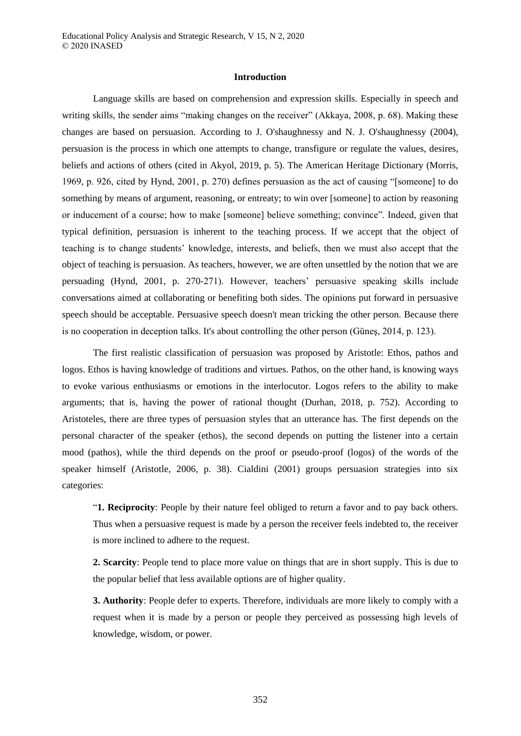## Introduction

Language skills are based on comprehension and expression skills. Especially in speech and writing skills, the sender aims "making changes on the receiver" (Akkaya, 2008, p. 68). Making these changes are based on persuasion. According to J. O'shaughnessy and N. J. O'shaughnessy (2004), persuasion is the process in which one attempts to change, transfigure or regulate the values, desires, beliefs and actions of others (cited in Akyol, 2019, p. 5). The American Heritage Dictionary (Morris, 1969, p. 926, cited by Hynd, 2001, p. 270) defines persuasion as the act of causing "[someone] to do something by means of argument, reasoning, or entreaty; to win over [someone] to action by reasoning or inducement of a course; how to make [someone] believe something; convince". Indeed, given that typical definition, persuasion is inherent to the teaching process. If we accept that the object of teaching is to change students' knowledge, interests, and beliefs, then we must also accept that the object of teaching is persuasion. As teachers, however, we are often unsettled by the notion that we are persuading (Hynd, 2001, p. 270-271). However, teachers' persuasive speaking skills include conversations aimed at collaborating or benefiting both sides. The opinions put forward in persuasive speech should be acceptable. Persuasive speech doesn't mean tricking the other person. Because there is no cooperation in deception talks. It's about controlling the other person (Güneş, 2014, p. 123).

The first realistic classification of persuasion was proposed by Aristotle: Ethos, pathos and logos. Ethos is having knowledge of traditions and virtues. Pathos, on the other hand, is knowing ways to evoke various enthusiasms or emotions in the interlocutor. Logos refers to the ability to make arguments; that is, having the power of rational thought (Durhan, 2018, p. 752). According to Aristoteles, there are three types of persuasion styles that an utterance has. The first depends on the personal character of the speaker (ethos), the second depends on putting the listener into a certain mood (pathos), while the third depends on the proof or pseudo-proof (logos) of the words of the speaker himself (Aristotle, 2006, p. 38). Cialdini (2001) groups persuasion strategies into six categories:

> "**1. Reciprocity**: People by their nature feel obliged to return a favor and to pay back others. Thus when a persuasive request is made by a person the receiver feels indebted to, the receiver is more inclined to adhere to the request.
>
> **2. Scarcity**: People tend to place more value on things that are in short supply. This is due to the popular belief that less available options are of higher quality.
>
> **3. Authority**: People defer to experts. Therefore, individuals are more likely to comply with a request when it is made by a person or people they perceived as possessing high levels of knowledge, wisdom, or power.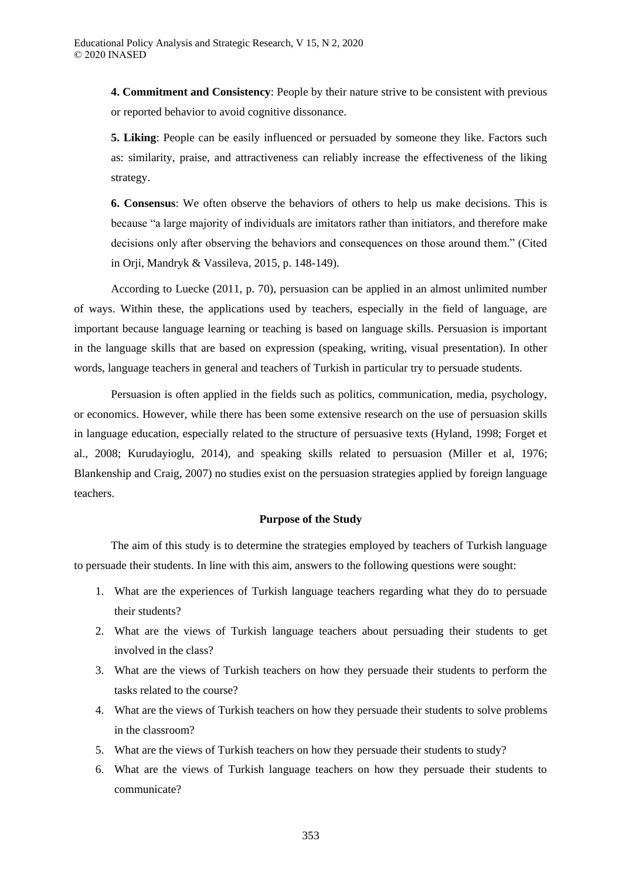**4. Commitment and Consistency**: People by their nature strive to be consistent with previous or reported behavior to avoid cognitive dissonance.

**5. Liking**: People can be easily influenced or persuaded by someone they like. Factors such as: similarity, praise, and attractiveness can reliably increase the effectiveness of the liking strategy.

**6. Consensus**: We often observe the behaviors of others to help us make decisions. This is because "a large majority of individuals are imitators rather than initiators, and therefore make decisions only after observing the behaviors and consequences on those around them." (Cited in Orji, Mandryk & Vassileva, 2015, p. 148-149).

According to Luecke (2011, p. 70), persuasion can be applied in an almost unlimited number of ways. Within these, the applications used by teachers, especially in the field of language, are important because language learning or teaching is based on language skills. Persuasion is important in the language skills that are based on expression (speaking, writing, visual presentation). In other words, language teachers in general and teachers of Turkish in particular try to persuade students.

Persuasion is often applied in the fields such as politics, communication, media, psychology, or economics. However, while there has been some extensive research on the use of persuasion skills in language education, especially related to the structure of persuasive texts (Hyland, 1998; Forget et al., 2008; Kurudayioglu, 2014), and speaking skills related to persuasion (Miller et al, 1976; Blankenship and Craig, 2007) no studies exist on the persuasion strategies applied by foreign language teachers.

## Purpose of the Study

The aim of this study is to determine the strategies employed by teachers of Turkish language to persuade their students. In line with this aim, answers to the following questions were sought:

1. What are the experiences of Turkish language teachers regarding what they do to persuade their students?
2. What are the views of Turkish language teachers about persuading their students to get involved in the class?
3. What are the views of Turkish teachers on how they persuade their students to perform the tasks related to the course?
4. What are the views of Turkish teachers on how they persuade their students to solve problems in the classroom?
5. What are the views of Turkish teachers on how they persuade their students to study?
6. What are the views of Turkish language teachers on how they persuade their students to communicate?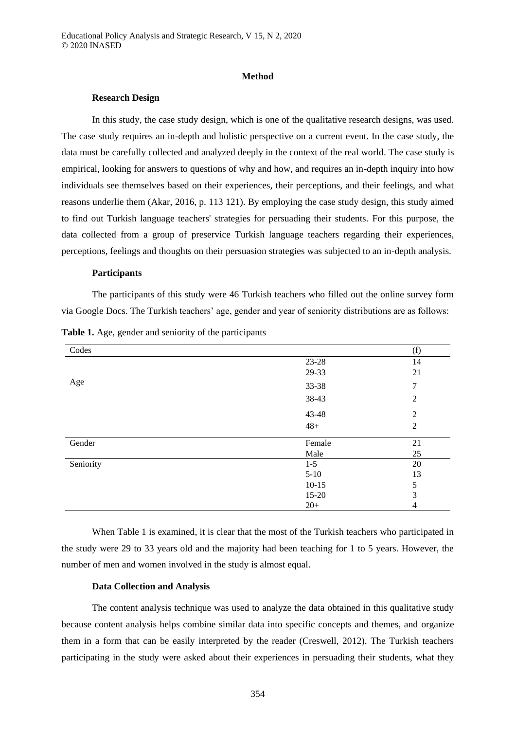## Method

### Research Design

In this study, the case study design, which is one of the qualitative research designs, was used. The case study requires an in-depth and holistic perspective on a current event. In the case study, the data must be carefully collected and analyzed deeply in the context of the real world. The case study is empirical, looking for answers to questions of why and how, and requires an in-depth inquiry into how individuals see themselves based on their experiences, their perceptions, and their feelings, and what reasons underlie them (Akar, 2016, p. 113 121). By employing the case study design, this study aimed to find out Turkish language teachers' strategies for persuading their students. For this purpose, the data collected from a group of preservice Turkish language teachers regarding their experiences, perceptions, feelings and thoughts on their persuasion strategies was subjected to an in-depth analysis.

### Participants

The participants of this study were 46 Turkish teachers who filled out the online survey form via Google Docs. The Turkish teachers' age, gender and year of seniority distributions are as follows:

**Table 1.** Age, gender and seniority of the participants

| Codes | | (f) |
|---|---|---|
| Age | 23-28 | 14 |
| | 29-33 | 21 |
| | 33-38 | 7 |
| | 38-43 | 2 |
| | 43-48 | 2 |
| | 48+ | 2 |
| Gender | Female | 21 |
| | Male | 25 |
| Seniority | 1-5 | 20 |
| | 5-10 | 13 |
| | 10-15 | 5 |
| | 15-20 | 3 |
| | 20+ | 4 |

When Table 1 is examined, it is clear that the most of the Turkish teachers who participated in the study were 29 to 33 years old and the majority had been teaching for 1 to 5 years. However, the number of men and women involved in the study is almost equal.

### Data Collection and Analysis

The content analysis technique was used to analyze the data obtained in this qualitative study because content analysis helps combine similar data into specific concepts and themes, and organize them in a form that can be easily interpreted by the reader (Creswell, 2012). The Turkish teachers participating in the study were asked about their experiences in persuading their students, what they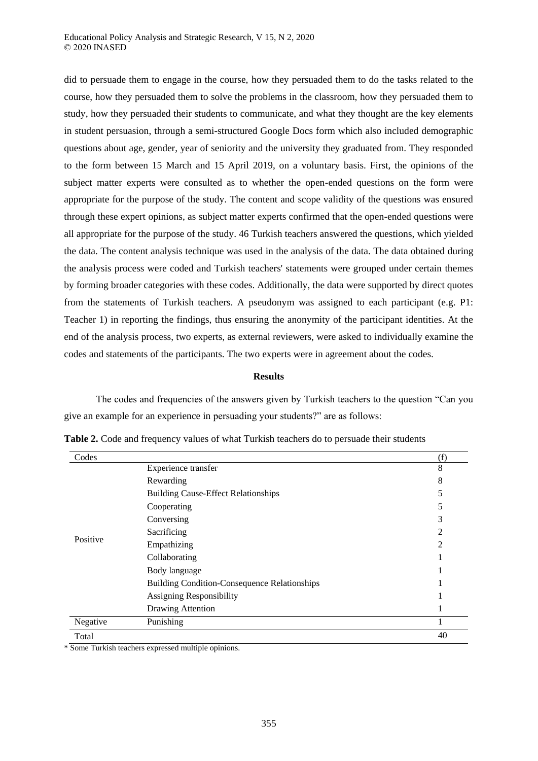did to persuade them to engage in the course, how they persuaded them to do the tasks related to the course, how they persuaded them to solve the problems in the classroom, how they persuaded them to study, how they persuaded their students to communicate, and what they thought are the key elements in student persuasion, through a semi-structured Google Docs form which also included demographic questions about age, gender, year of seniority and the university they graduated from. They responded to the form between 15 March and 15 April 2019, on a voluntary basis. First, the opinions of the subject matter experts were consulted as to whether the open-ended questions on the form were appropriate for the purpose of the study. The content and scope validity of the questions was ensured through these expert opinions, as subject matter experts confirmed that the open-ended questions were all appropriate for the purpose of the study. 46 Turkish teachers answered the questions, which yielded the data. The content analysis technique was used in the analysis of the data. The data obtained during the analysis process were coded and Turkish teachers' statements were grouped under certain themes by forming broader categories with these codes. Additionally, the data were supported by direct quotes from the statements of Turkish teachers. A pseudonym was assigned to each participant (e.g. P1: Teacher 1) in reporting the findings, thus ensuring the anonymity of the participant identities. At the end of the analysis process, two experts, as external reviewers, were asked to individually examine the codes and statements of the participants. The two experts were in agreement about the codes.

## Results

The codes and frequencies of the answers given by Turkish teachers to the question "Can you give an example for an experience in persuading your students?" are as follows:

**Table 2.** Code and frequency values of what Turkish teachers do to persuade their students

| Codes | | (f) |
|---|---|---|
| Positive | Experience transfer | 8 |
| | Rewarding | 8 |
| | Building Cause-Effect Relationships | 5 |
| | Cooperating | 5 |
| | Conversing | 3 |
| | Sacrificing | 2 |
| | Empathizing | 2 |
| | Collaborating | 1 |
| | Body language | 1 |
| | Building Condition-Consequence Relationships | 1 |
| | Assigning Responsibility | 1 |
| | Drawing Attention | 1 |
| Negative | Punishing | 1 |
| Total | | 40 |

* Some Turkish teachers expressed multiple opinions.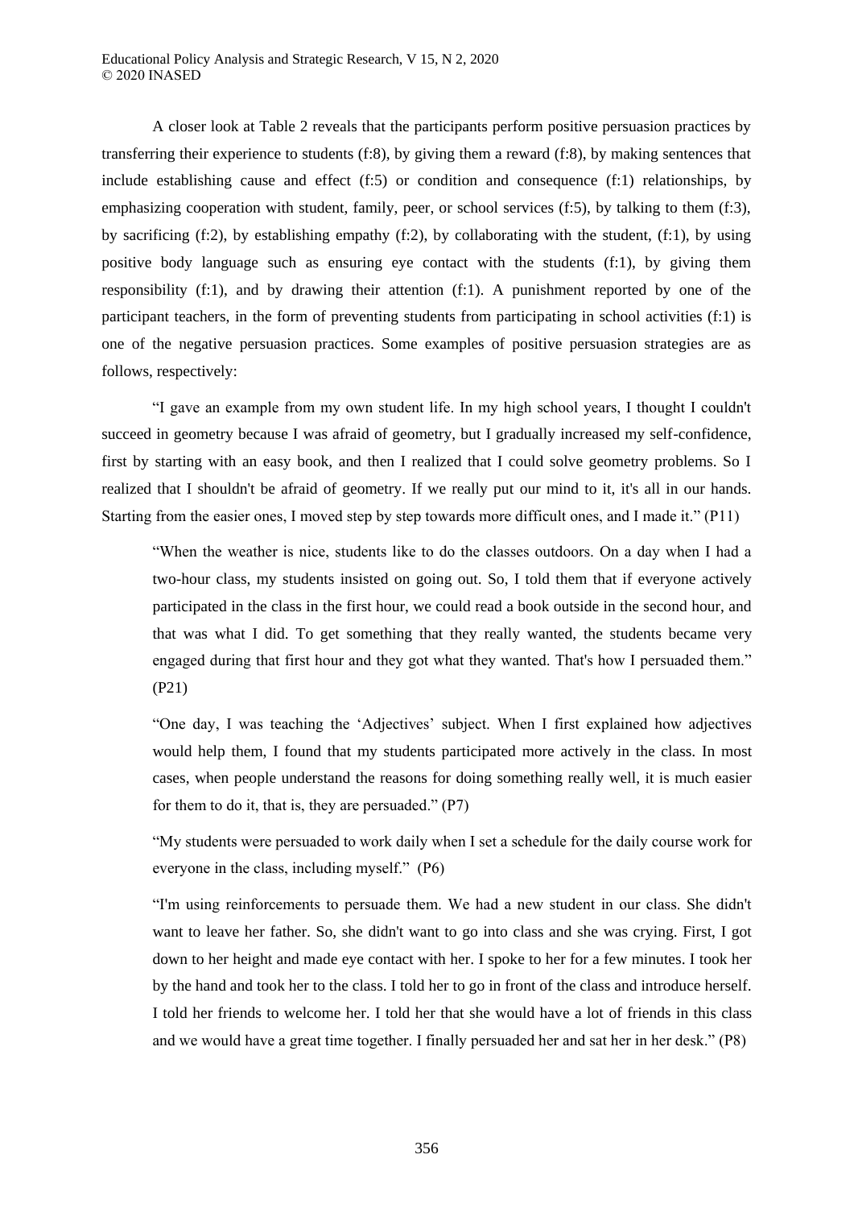A closer look at Table 2 reveals that the participants perform positive persuasion practices by transferring their experience to students (f:8), by giving them a reward (f:8), by making sentences that include establishing cause and effect (f:5) or condition and consequence (f:1) relationships, by emphasizing cooperation with student, family, peer, or school services (f:5), by talking to them (f:3), by sacrificing (f:2), by establishing empathy (f:2), by collaborating with the student, (f:1), by using positive body language such as ensuring eye contact with the students (f:1), by giving them responsibility (f:1), and by drawing their attention (f:1). A punishment reported by one of the participant teachers, in the form of preventing students from participating in school activities (f:1) is one of the negative persuasion practices. Some examples of positive persuasion strategies are as follows, respectively:

"I gave an example from my own student life. In my high school years, I thought I couldn't succeed in geometry because I was afraid of geometry, but I gradually increased my self-confidence, first by starting with an easy book, and then I realized that I could solve geometry problems. So I realized that I shouldn't be afraid of geometry. If we really put our mind to it, it's all in our hands. Starting from the easier ones, I moved step by step towards more difficult ones, and I made it." (P11)

> "When the weather is nice, students like to do the classes outdoors. On a day when I had a two-hour class, my students insisted on going out. So, I told them that if everyone actively participated in the class in the first hour, we could read a book outside in the second hour, and that was what I did. To get something that they really wanted, the students became very engaged during that first hour and they got what they wanted. That's how I persuaded them." (P21)

> "One day, I was teaching the 'Adjectives' subject. When I first explained how adjectives would help them, I found that my students participated more actively in the class. In most cases, when people understand the reasons for doing something really well, it is much easier for them to do it, that is, they are persuaded." (P7)

> "My students were persuaded to work daily when I set a schedule for the daily course work for everyone in the class, including myself." (P6)

> "I'm using reinforcements to persuade them. We had a new student in our class. She didn't want to leave her father. So, she didn't want to go into class and she was crying. First, I got down to her height and made eye contact with her. I spoke to her for a few minutes. I took her by the hand and took her to the class. I told her to go in front of the class and introduce herself. I told her friends to welcome her. I told her that she would have a lot of friends in this class and we would have a great time together. I finally persuaded her and sat her in her desk." (P8)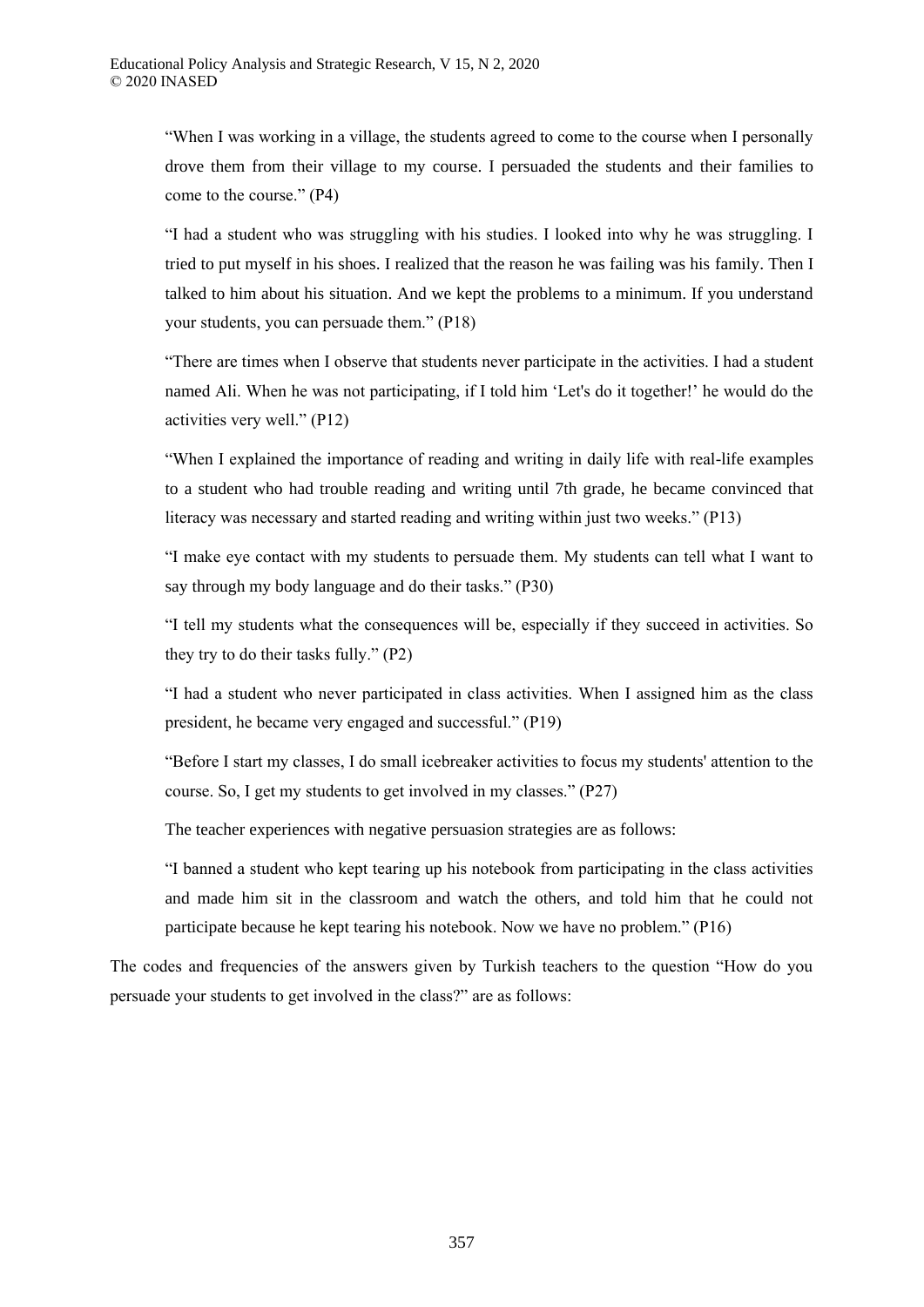> "When I was working in a village, the students agreed to come to the course when I personally drove them from their village to my course. I persuaded the students and their families to come to the course." (P4)

> "I had a student who was struggling with his studies. I looked into why he was struggling. I tried to put myself in his shoes. I realized that the reason he was failing was his family. Then I talked to him about his situation. And we kept the problems to a minimum. If you understand your students, you can persuade them." (P18)

> "There are times when I observe that students never participate in the activities. I had a student named Ali. When he was not participating, if I told him 'Let's do it together!' he would do the activities very well." (P12)

> "When I explained the importance of reading and writing in daily life with real-life examples to a student who had trouble reading and writing until 7th grade, he became convinced that literacy was necessary and started reading and writing within just two weeks." (P13)

> "I make eye contact with my students to persuade them. My students can tell what I want to say through my body language and do their tasks." (P30)

> "I tell my students what the consequences will be, especially if they succeed in activities. So they try to do their tasks fully." (P2)

> "I had a student who never participated in class activities. When I assigned him as the class president, he became very engaged and successful." (P19)

> "Before I start my classes, I do small icebreaker activities to focus my students' attention to the course. So, I get my students to get involved in my classes." (P27)

The teacher experiences with negative persuasion strategies are as follows:

> "I banned a student who kept tearing up his notebook from participating in the class activities and made him sit in the classroom and watch the others, and told him that he could not participate because he kept tearing his notebook. Now we have no problem." (P16)

The codes and frequencies of the answers given by Turkish teachers to the question "How do you persuade your students to get involved in the class?" are as follows: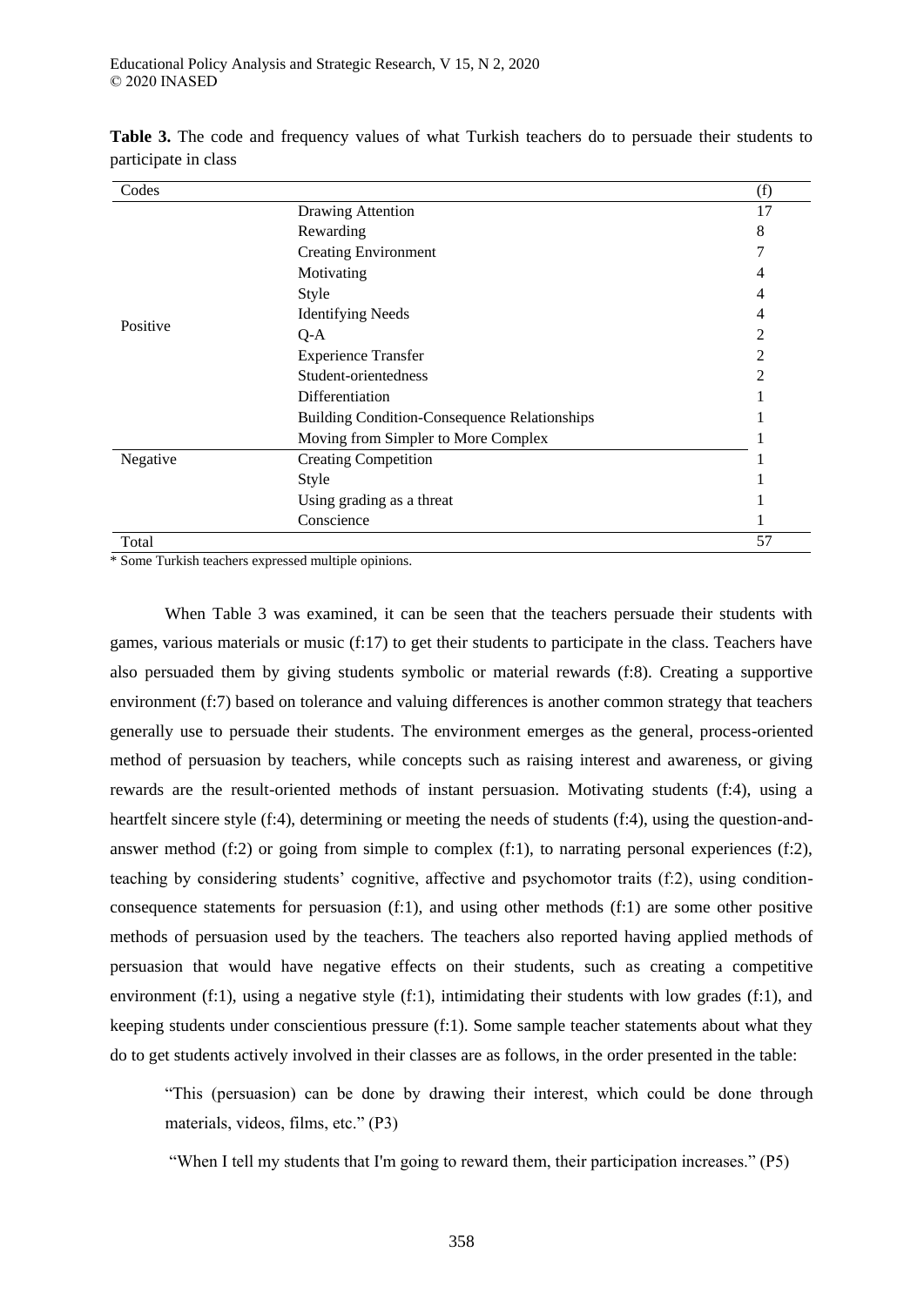**Table 3.** The code and frequency values of what Turkish teachers do to persuade their students to participate in class

| Codes | | (f) |
|---|---|---|
| Positive | Drawing Attention | 17 |
| | Rewarding | 8 |
| | Creating Environment | 7 |
| | Motivating | 4 |
| | Style | 4 |
| | Identifying Needs | 4 |
| | Q-A | 2 |
| | Experience Transfer | 2 |
| | Student-orientedness | 2 |
| | Differentiation | 1 |
| | Building Condition-Consequence Relationships | 1 |
| | Moving from Simpler to More Complex | 1 |
| Negative | Creating Competition | 1 |
| | Style | 1 |
| | Using grading as a threat | 1 |
| | Conscience | 1 |
| Total | | 57 |

\* Some Turkish teachers expressed multiple opinions.

When Table 3 was examined, it can be seen that the teachers persuade their students with games, various materials or music (f:17) to get their students to participate in the class. Teachers have also persuaded them by giving students symbolic or material rewards (f:8). Creating a supportive environment (f:7) based on tolerance and valuing differences is another common strategy that teachers generally use to persuade their students. The environment emerges as the general, process-oriented method of persuasion by teachers, while concepts such as raising interest and awareness, or giving rewards are the result-oriented methods of instant persuasion. Motivating students (f:4), using a heartfelt sincere style (f:4), determining or meeting the needs of students (f:4), using the question-and-answer method (f:2) or going from simple to complex (f:1), to narrating personal experiences (f:2), teaching by considering students' cognitive, affective and psychomotor traits (f:2), using condition-consequence statements for persuasion (f:1), and using other methods (f:1) are some other positive methods of persuasion used by the teachers. The teachers also reported having applied methods of persuasion that would have negative effects on their students, such as creating a competitive environment (f:1), using a negative style (f:1), intimidating their students with low grades (f:1), and keeping students under conscientious pressure (f:1). Some sample teacher statements about what they do to get students actively involved in their classes are as follows, in the order presented in the table:

> "This (persuasion) can be done by drawing their interest, which could be done through materials, videos, films, etc." (P3)

> "When I tell my students that I'm going to reward them, their participation increases." (P5)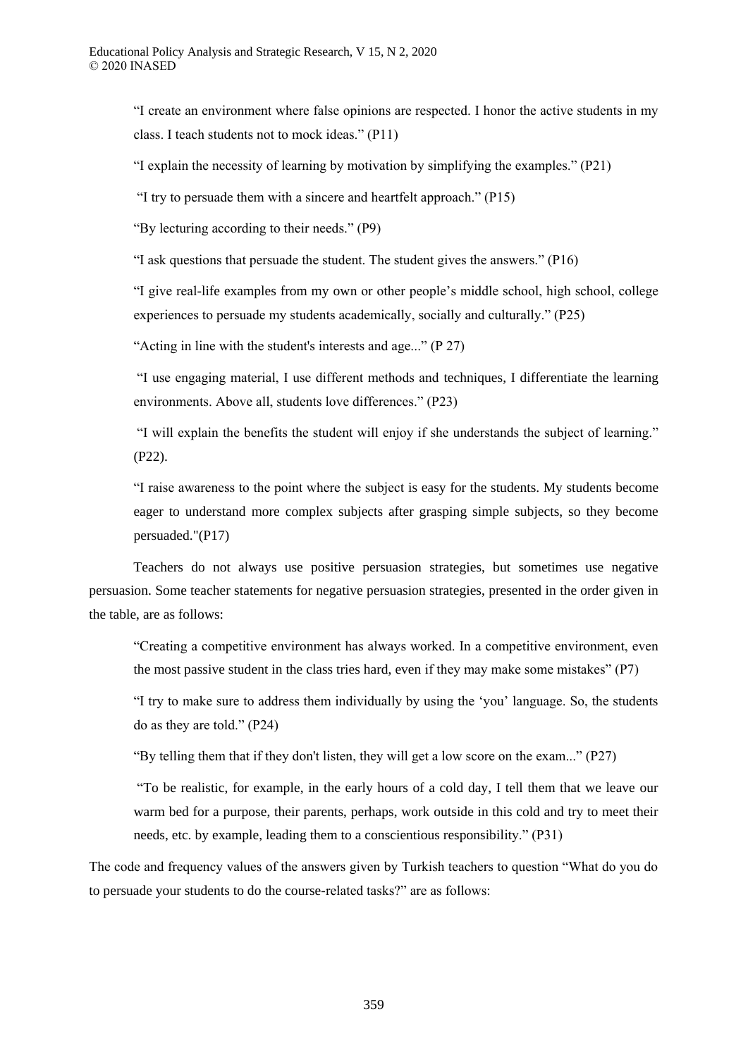> "I create an environment where false opinions are respected. I honor the active students in my class. I teach students not to mock ideas." (P11)

> "I explain the necessity of learning by motivation by simplifying the examples." (P21)

> "I try to persuade them with a sincere and heartfelt approach." (P15)

> "By lecturing according to their needs." (P9)

> "I ask questions that persuade the student. The student gives the answers." (P16)

> "I give real-life examples from my own or other people's middle school, high school, college experiences to persuade my students academically, socially and culturally." (P25)

> "Acting in line with the student's interests and age..." (P 27)

> "I use engaging material, I use different methods and techniques, I differentiate the learning environments. Above all, students love differences." (P23)

> "I will explain the benefits the student will enjoy if she understands the subject of learning." (P22).

> "I raise awareness to the point where the subject is easy for the students. My students become eager to understand more complex subjects after grasping simple subjects, so they become persuaded."(P17)

Teachers do not always use positive persuasion strategies, but sometimes use negative persuasion. Some teacher statements for negative persuasion strategies, presented in the order given in the table, are as follows:

> "Creating a competitive environment has always worked. In a competitive environment, even the most passive student in the class tries hard, even if they may make some mistakes" (P7)

> "I try to make sure to address them individually by using the 'you' language. So, the students do as they are told." (P24)

> "By telling them that if they don't listen, they will get a low score on the exam..." (P27)

> "To be realistic, for example, in the early hours of a cold day, I tell them that we leave our warm bed for a purpose, their parents, perhaps, work outside in this cold and try to meet their needs, etc. by example, leading them to a conscientious responsibility." (P31)

The code and frequency values of the answers given by Turkish teachers to question "What do you do to persuade your students to do the course-related tasks?" are as follows: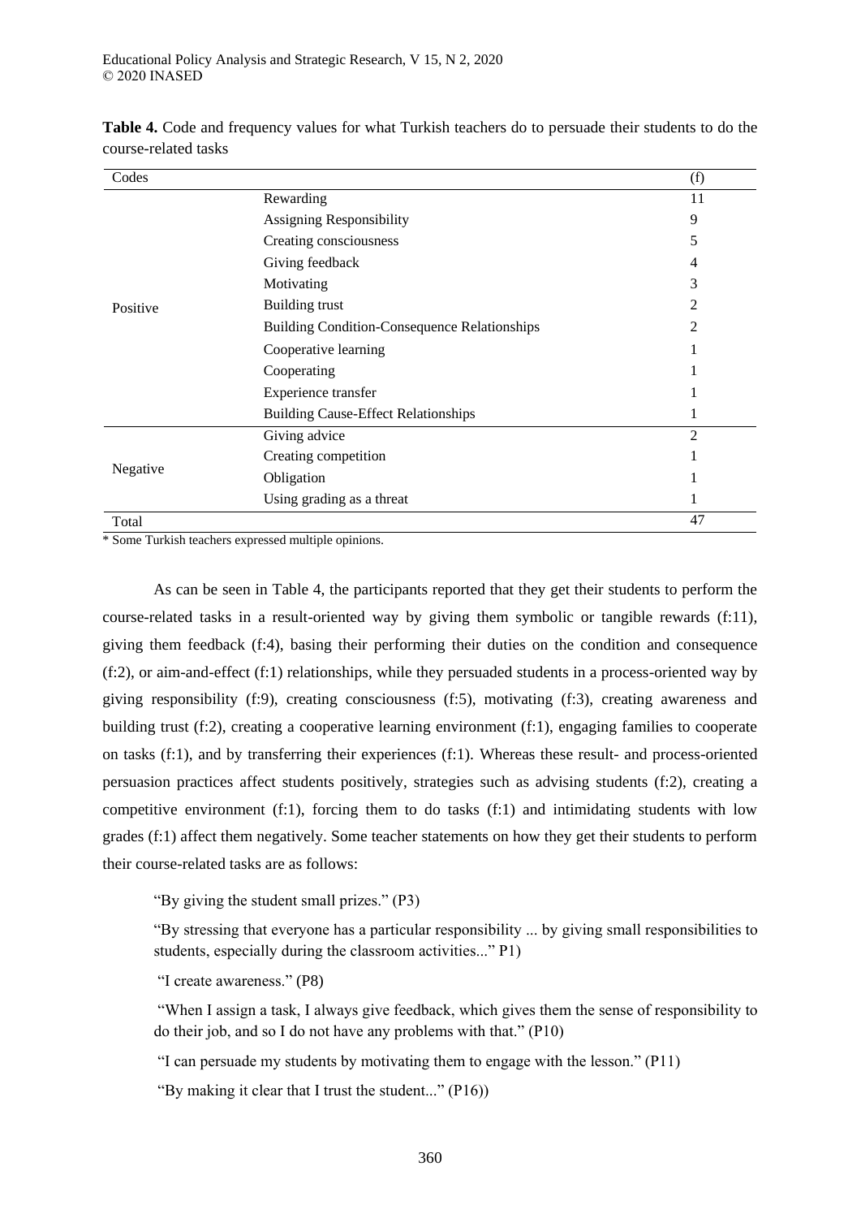**Table 4.** Code and frequency values for what Turkish teachers do to persuade their students to do the course-related tasks

| Codes | | (f) |
|---|---|---|
| Positive | Rewarding | 11 |
| | Assigning Responsibility | 9 |
| | Creating consciousness | 5 |
| | Giving feedback | 4 |
| | Motivating | 3 |
| | Building trust | 2 |
| | Building Condition-Consequence Relationships | 2 |
| | Cooperative learning | 1 |
| | Cooperating | 1 |
| | Experience transfer | 1 |
| | Building Cause-Effect Relationships | 1 |
| Negative | Giving advice | 2 |
| | Creating competition | 1 |
| | Obligation | 1 |
| | Using grading as a threat | 1 |
| Total | | 47 |

* Some Turkish teachers expressed multiple opinions.

As can be seen in Table 4, the participants reported that they get their students to perform the course-related tasks in a result-oriented way by giving them symbolic or tangible rewards (f:11), giving them feedback (f:4), basing their performing their duties on the condition and consequence (f:2), or aim-and-effect (f:1) relationships, while they persuaded students in a process-oriented way by giving responsibility (f:9), creating consciousness (f:5), motivating (f:3), creating awareness and building trust (f:2), creating a cooperative learning environment (f:1), engaging families to cooperate on tasks (f:1), and by transferring their experiences (f:1). Whereas these result- and process-oriented persuasion practices affect students positively, strategies such as advising students (f:2), creating a competitive environment (f:1), forcing them to do tasks (f:1) and intimidating students with low grades (f:1) affect them negatively. Some teacher statements on how they get their students to perform their course-related tasks are as follows:

> "By giving the student small prizes." (P3)
>
> "By stressing that everyone has a particular responsibility ... by giving small responsibilities to students, especially during the classroom activities..." P1)
>
> "I create awareness." (P8)
>
> "When I assign a task, I always give feedback, which gives them the sense of responsibility to do their job, and so I do not have any problems with that." (P10)
>
> "I can persuade my students by motivating them to engage with the lesson." (P11)
>
> "By making it clear that I trust the student..." (P16))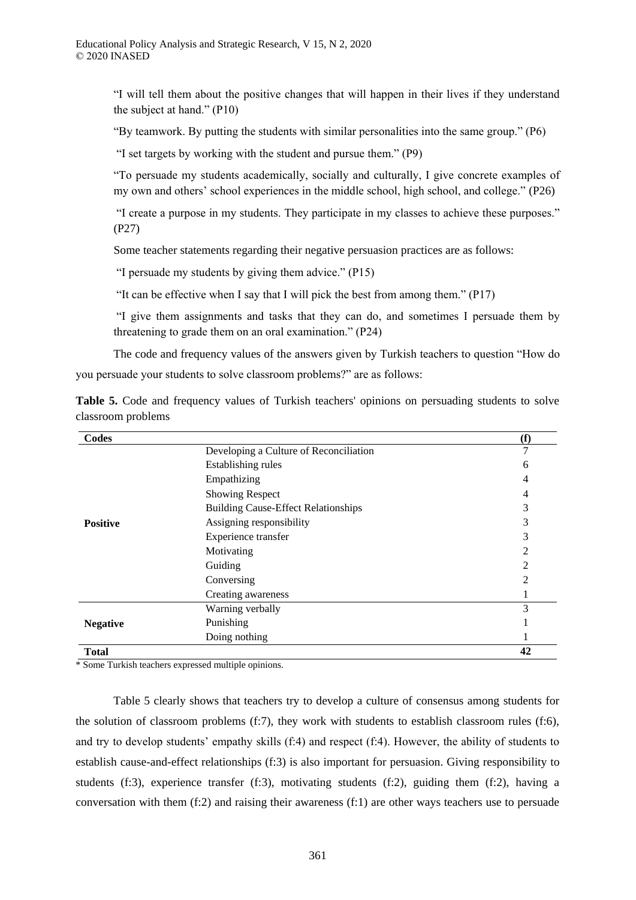"I will tell them about the positive changes that will happen in their lives if they understand the subject at hand." (P10)

"By teamwork. By putting the students with similar personalities into the same group." (P6)

"I set targets by working with the student and pursue them." (P9)

"To persuade my students academically, socially and culturally, I give concrete examples of my own and others' school experiences in the middle school, high school, and college." (P26)

"I create a purpose in my students. They participate in my classes to achieve these purposes." (P27)

Some teacher statements regarding their negative persuasion practices are as follows:

"I persuade my students by giving them advice." (P15)

"It can be effective when I say that I will pick the best from among them." (P17)

"I give them assignments and tasks that they can do, and sometimes I persuade them by threatening to grade them on an oral examination." (P24)

The code and frequency values of the answers given by Turkish teachers to question "How do you persuade your students to solve classroom problems?" are as follows:

**Table 5.** Code and frequency values of Turkish teachers' opinions on persuading students to solve classroom problems

| Codes | | (f) |
|---|---|---|
| **Positive** | Developing a Culture of Reconciliation | 7 |
| | Establishing rules | 6 |
| | Empathizing | 4 |
| | Showing Respect | 4 |
| | Building Cause-Effect Relationships | 3 |
| | Assigning responsibility | 3 |
| | Experience transfer | 3 |
| | Motivating | 2 |
| | Guiding | 2 |
| | Conversing | 2 |
| | Creating awareness | 1 |
| **Negative** | Warning verbally | 3 |
| | Punishing | 1 |
| | Doing nothing | 1 |
| **Total** | | **42** |

\* Some Turkish teachers expressed multiple opinions.

Table 5 clearly shows that teachers try to develop a culture of consensus among students for the solution of classroom problems (f:7), they work with students to establish classroom rules (f:6), and try to develop students' empathy skills (f:4) and respect (f:4). However, the ability of students to establish cause-and-effect relationships (f:3) is also important for persuasion. Giving responsibility to students (f:3), experience transfer (f:3), motivating students (f:2), guiding them (f:2), having a conversation with them (f:2) and raising their awareness (f:1) are other ways teachers use to persuade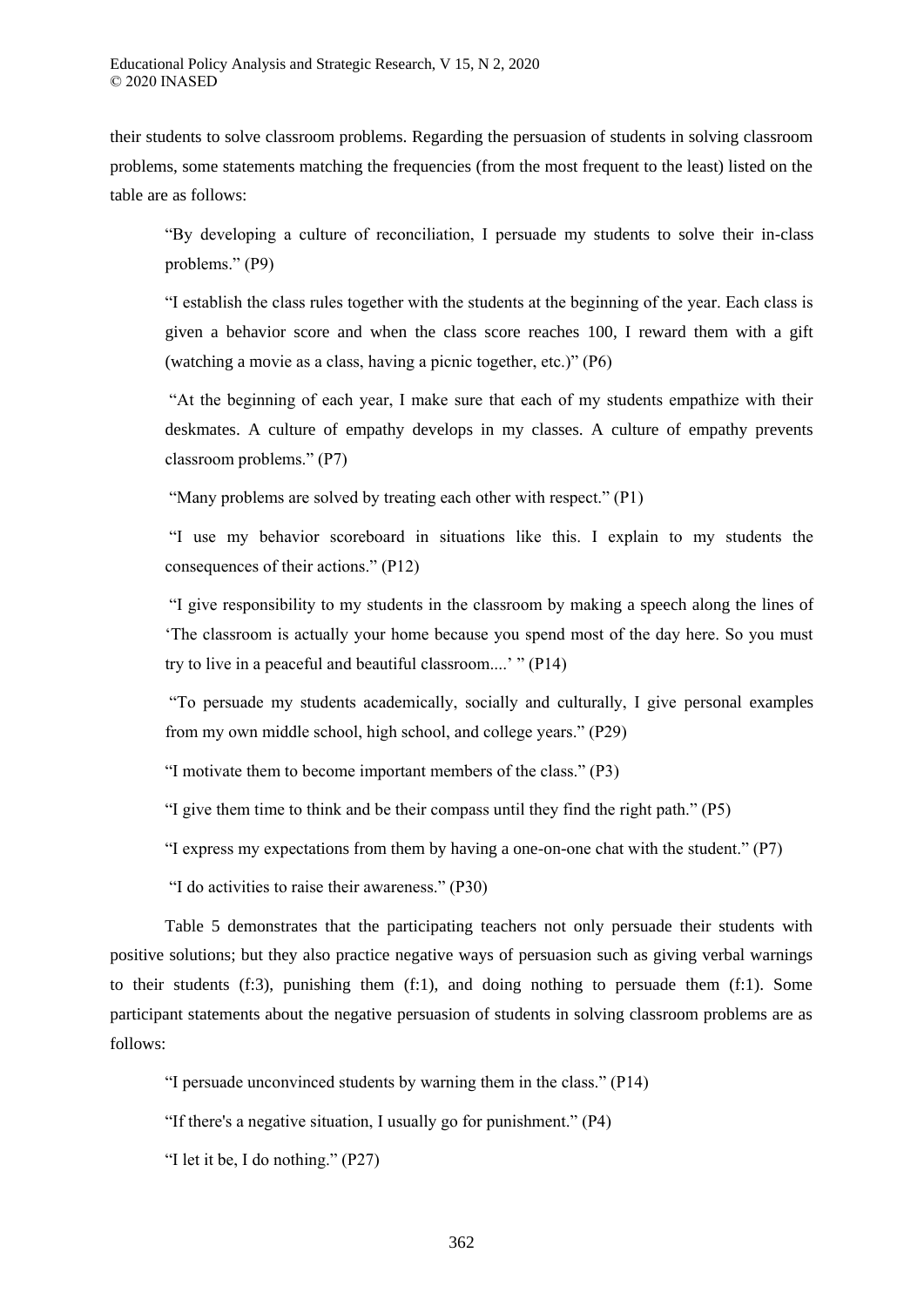their students to solve classroom problems. Regarding the persuasion of students in solving classroom problems, some statements matching the frequencies (from the most frequent to the least) listed on the table are as follows:

> "By developing a culture of reconciliation, I persuade my students to solve their in-class problems." (P9)
>
> "I establish the class rules together with the students at the beginning of the year. Each class is given a behavior score and when the class score reaches 100, I reward them with a gift (watching a movie as a class, having a picnic together, etc.)" (P6)
>
> "At the beginning of each year, I make sure that each of my students empathize with their deskmates. A culture of empathy develops in my classes. A culture of empathy prevents classroom problems." (P7)
>
> "Many problems are solved by treating each other with respect." (P1)
>
> "I use my behavior scoreboard in situations like this. I explain to my students the consequences of their actions." (P12)
>
> "I give responsibility to my students in the classroom by making a speech along the lines of 'The classroom is actually your home because you spend most of the day here. So you must try to live in a peaceful and beautiful classroom....' " (P14)
>
> "To persuade my students academically, socially and culturally, I give personal examples from my own middle school, high school, and college years." (P29)
>
> "I motivate them to become important members of the class." (P3)
>
> "I give them time to think and be their compass until they find the right path." (P5)
>
> "I express my expectations from them by having a one-on-one chat with the student." (P7)
>
> "I do activities to raise their awareness." (P30)

Table 5 demonstrates that the participating teachers not only persuade their students with positive solutions; but they also practice negative ways of persuasion such as giving verbal warnings to their students (f:3), punishing them (f:1), and doing nothing to persuade them (f:1). Some participant statements about the negative persuasion of students in solving classroom problems are as follows:

> "I persuade unconvinced students by warning them in the class." (P14)
>
> "If there's a negative situation, I usually go for punishment." (P4)
>
> "I let it be, I do nothing." (P27)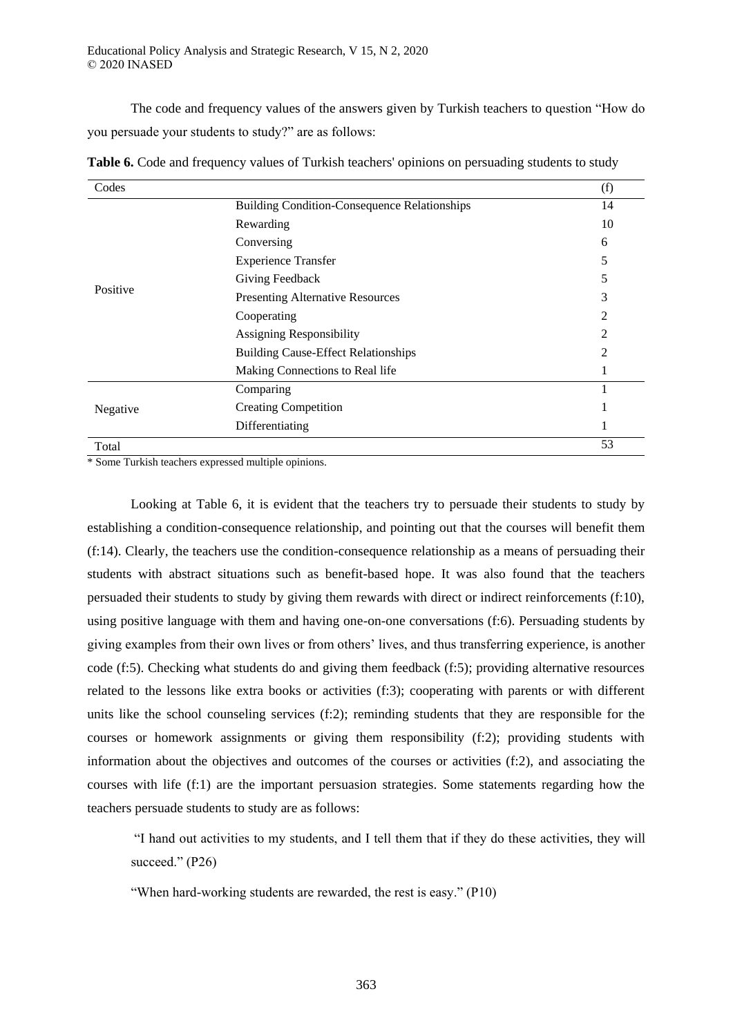The code and frequency values of the answers given by Turkish teachers to question "How do you persuade your students to study?" are as follows:

**Table 6.** Code and frequency values of Turkish teachers' opinions on persuading students to study

| Codes | | (f) |
|---|---|---|
| Positive | Building Condition-Consequence Relationships | 14 |
| | Rewarding | 10 |
| | Conversing | 6 |
| | Experience Transfer | 5 |
| | Giving Feedback | 5 |
| | Presenting Alternative Resources | 3 |
| | Cooperating | 2 |
| | Assigning Responsibility | 2 |
| | Building Cause-Effect Relationships | 2 |
| | Making Connections to Real life | 1 |
| Negative | Comparing | 1 |
| | Creating Competition | 1 |
| | Differentiating | 1 |
| Total | | 53 |

\* Some Turkish teachers expressed multiple opinions.

Looking at Table 6, it is evident that the teachers try to persuade their students to study by establishing a condition-consequence relationship, and pointing out that the courses will benefit them (f:14). Clearly, the teachers use the condition-consequence relationship as a means of persuading their students with abstract situations such as benefit-based hope. It was also found that the teachers persuaded their students to study by giving them rewards with direct or indirect reinforcements (f:10), using positive language with them and having one-on-one conversations (f:6). Persuading students by giving examples from their own lives or from others' lives, and thus transferring experience, is another code (f:5). Checking what students do and giving them feedback (f:5); providing alternative resources related to the lessons like extra books or activities (f:3); cooperating with parents or with different units like the school counseling services (f:2); reminding students that they are responsible for the courses or homework assignments or giving them responsibility (f:2); providing students with information about the objectives and outcomes of the courses or activities (f:2), and associating the courses with life (f:1) are the important persuasion strategies. Some statements regarding how the teachers persuade students to study are as follows:

> "I hand out activities to my students, and I tell them that if they do these activities, they will succeed." (P26)

> "When hard-working students are rewarded, the rest is easy." (P10)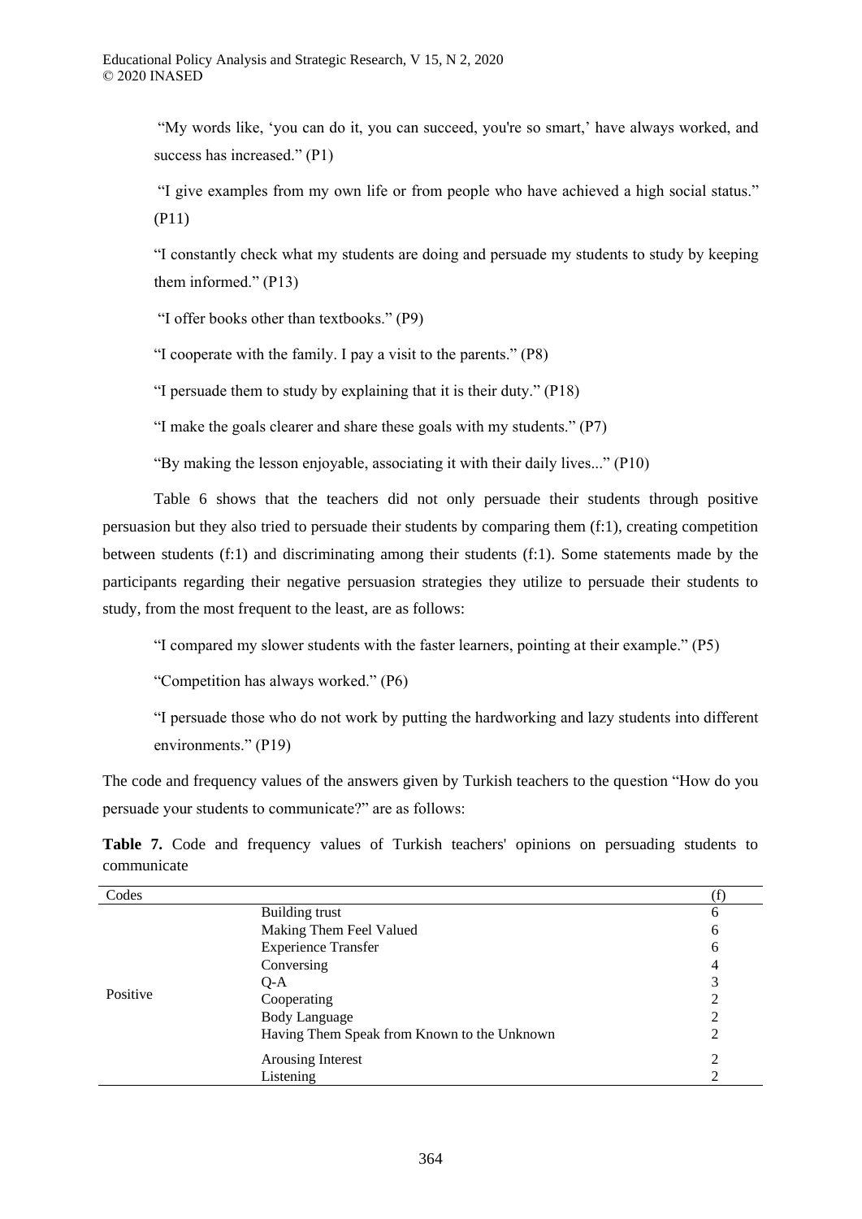"My words like, 'you can do it, you can succeed, you're so smart,' have always worked, and success has increased." (P1)

"I give examples from my own life or from people who have achieved a high social status." (P11)

"I constantly check what my students are doing and persuade my students to study by keeping them informed." (P13)

"I offer books other than textbooks." (P9)

"I cooperate with the family. I pay a visit to the parents." (P8)

"I persuade them to study by explaining that it is their duty." (P18)

"I make the goals clearer and share these goals with my students." (P7)

"By making the lesson enjoyable, associating it with their daily lives..." (P10)

Table 6 shows that the teachers did not only persuade their students through positive persuasion but they also tried to persuade their students by comparing them (f:1), creating competition between students (f:1) and discriminating among their students (f:1). Some statements made by the participants regarding their negative persuasion strategies they utilize to persuade their students to study, from the most frequent to the least, are as follows:

"I compared my slower students with the faster learners, pointing at their example." (P5)

"Competition has always worked." (P6)

"I persuade those who do not work by putting the hardworking and lazy students into different environments." (P19)

The code and frequency values of the answers given by Turkish teachers to the question "How do you persuade your students to communicate?" are as follows:

**Table 7.** Code and frequency values of Turkish teachers' opinions on persuading students to communicate

| Codes | | (f) |
|---|---|---|
| Positive | Building trust | 6 |
| | Making Them Feel Valued | 6 |
| | Experience Transfer | 6 |
| | Conversing | 4 |
| | Q-A | 3 |
| | Cooperating | 2 |
| | Body Language | 2 |
| | Having Them Speak from Known to the Unknown | 2 |
| | Arousing Interest | 2 |
| | Listening | 2 |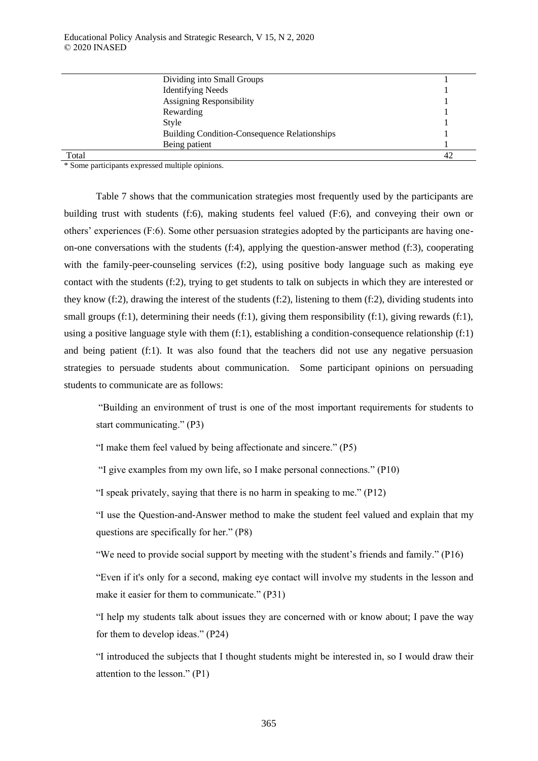| | | |
|---|---|---|
| | Dividing into Small Groups | 1 |
| | Identifying Needs | 1 |
| | Assigning Responsibility | 1 |
| | Rewarding | 1 |
| | Style | 1 |
| | Building Condition-Consequence Relationships | 1 |
| | Being patient | 1 |
| Total | | 42 |

* Some participants expressed multiple opinions.

Table 7 shows that the communication strategies most frequently used by the participants are building trust with students (f:6), making students feel valued (F:6), and conveying their own or others' experiences (F:6). Some other persuasion strategies adopted by the participants are having one-on-one conversations with the students (f:4), applying the question-answer method (f:3), cooperating with the family-peer-counseling services (f:2), using positive body language such as making eye contact with the students (f:2), trying to get students to talk on subjects in which they are interested or they know (f:2), drawing the interest of the students (f:2), listening to them (f:2), dividing students into small groups (f:1), determining their needs (f:1), giving them responsibility (f:1), giving rewards (f:1), using a positive language style with them (f:1), establishing a condition-consequence relationship (f:1) and being patient (f:1). It was also found that the teachers did not use any negative persuasion strategies to persuade students about communication. Some participant opinions on persuading students to communicate are as follows:

"Building an environment of trust is one of the most important requirements for students to start communicating." (P3)

"I make them feel valued by being affectionate and sincere." (P5)

"I give examples from my own life, so I make personal connections." (P10)

"I speak privately, saying that there is no harm in speaking to me." (P12)

"I use the Question-and-Answer method to make the student feel valued and explain that my questions are specifically for her." (P8)

"We need to provide social support by meeting with the student's friends and family." (P16)

"Even if it's only for a second, making eye contact will involve my students in the lesson and make it easier for them to communicate." (P31)

"I help my students talk about issues they are concerned with or know about; I pave the way for them to develop ideas." (P24)

"I introduced the subjects that I thought students might be interested in, so I would draw their attention to the lesson." (P1)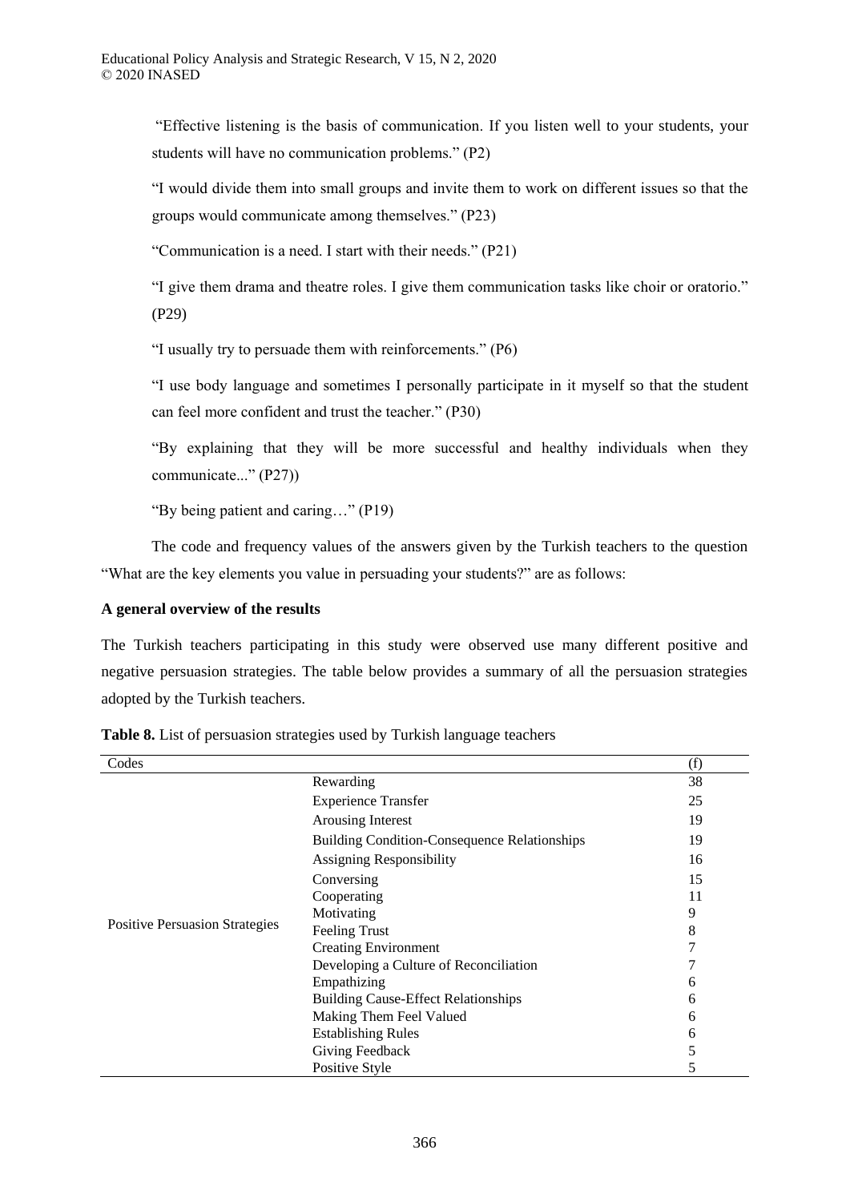"Effective listening is the basis of communication. If you listen well to your students, your students will have no communication problems." (P2)

"I would divide them into small groups and invite them to work on different issues so that the groups would communicate among themselves." (P23)

"Communication is a need. I start with their needs." (P21)

"I give them drama and theatre roles. I give them communication tasks like choir or oratorio." (P29)

"I usually try to persuade them with reinforcements." (P6)

"I use body language and sometimes I personally participate in it myself so that the student can feel more confident and trust the teacher." (P30)

"By explaining that they will be more successful and healthy individuals when they communicate..." (P27))

"By being patient and caring…" (P19)

The code and frequency values of the answers given by the Turkish teachers to the question "What are the key elements you value in persuading your students?" are as follows:

**A general overview of the results**

The Turkish teachers participating in this study were observed use many different positive and negative persuasion strategies. The table below provides a summary of all the persuasion strategies adopted by the Turkish teachers.

**Table 8.** List of persuasion strategies used by Turkish language teachers

| Codes | | (f) |
|---|---|---|
| Positive Persuasion Strategies | Rewarding | 38 |
| | Experience Transfer | 25 |
| | Arousing Interest | 19 |
| | Building Condition-Consequence Relationships | 19 |
| | Assigning Responsibility | 16 |
| | Conversing | 15 |
| | Cooperating | 11 |
| | Motivating | 9 |
| | Feeling Trust | 8 |
| | Creating Environment | 7 |
| | Developing a Culture of Reconciliation | 7 |
| | Empathizing | 6 |
| | Building Cause-Effect Relationships | 6 |
| | Making Them Feel Valued | 6 |
| | Establishing Rules | 6 |
| | Giving Feedback | 5 |
| | Positive Style | 5 |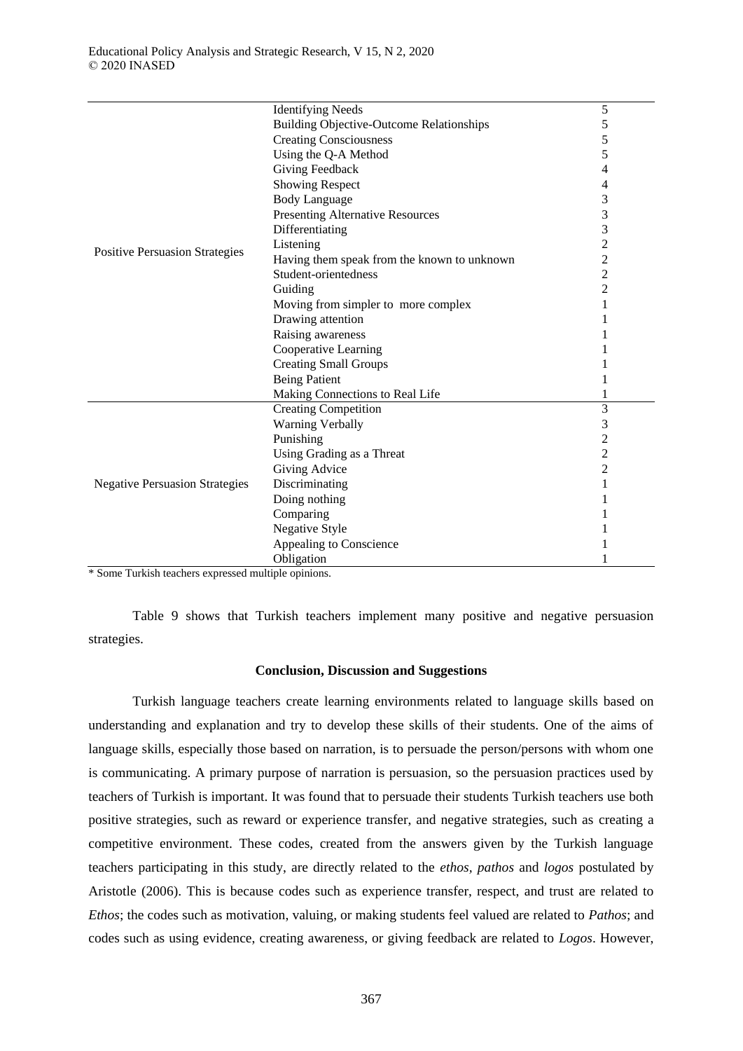| | | |
|---|---|---|
| Positive Persuasion Strategies | Identifying Needs | 5 |
| | Building Objective-Outcome Relationships | 5 |
| | Creating Consciousness | 5 |
| | Using the Q-A Method | 5 |
| | Giving Feedback | 4 |
| | Showing Respect | 4 |
| | Body Language | 3 |
| | Presenting Alternative Resources | 3 |
| | Differentiating | 3 |
| | Listening | 2 |
| | Having them speak from the known to unknown | 2 |
| | Student-orientedness | 2 |
| | Guiding | 2 |
| | Moving from simpler to more complex | 1 |
| | Drawing attention | 1 |
| | Raising awareness | 1 |
| | Cooperative Learning | 1 |
| | Creating Small Groups | 1 |
| | Being Patient | 1 |
| | Making Connections to Real Life | 1 |
| Negative Persuasion Strategies | Creating Competition | 3 |
| | Warning Verbally | 3 |
| | Punishing | 2 |
| | Using Grading as a Threat | 2 |
| | Giving Advice | 2 |
| | Discriminating | 1 |
| | Doing nothing | 1 |
| | Comparing | 1 |
| | Negative Style | 1 |
| | Appealing to Conscience | 1 |
| | Obligation | 1 |

\* Some Turkish teachers expressed multiple opinions.

Table 9 shows that Turkish teachers implement many positive and negative persuasion strategies.

## Conclusion, Discussion and Suggestions

Turkish language teachers create learning environments related to language skills based on understanding and explanation and try to develop these skills of their students. One of the aims of language skills, especially those based on narration, is to persuade the person/persons with whom one is communicating. A primary purpose of narration is persuasion, so the persuasion practices used by teachers of Turkish is important. It was found that to persuade their students Turkish teachers use both positive strategies, such as reward or experience transfer, and negative strategies, such as creating a competitive environment. These codes, created from the answers given by the Turkish language teachers participating in this study, are directly related to the *ethos*, *pathos* and *logos* postulated by Aristotle (2006). This is because codes such as experience transfer, respect, and trust are related to *Ethos*; the codes such as motivation, valuing, or making students feel valued are related to *Pathos*; and codes such as using evidence, creating awareness, or giving feedback are related to *Logos*. However,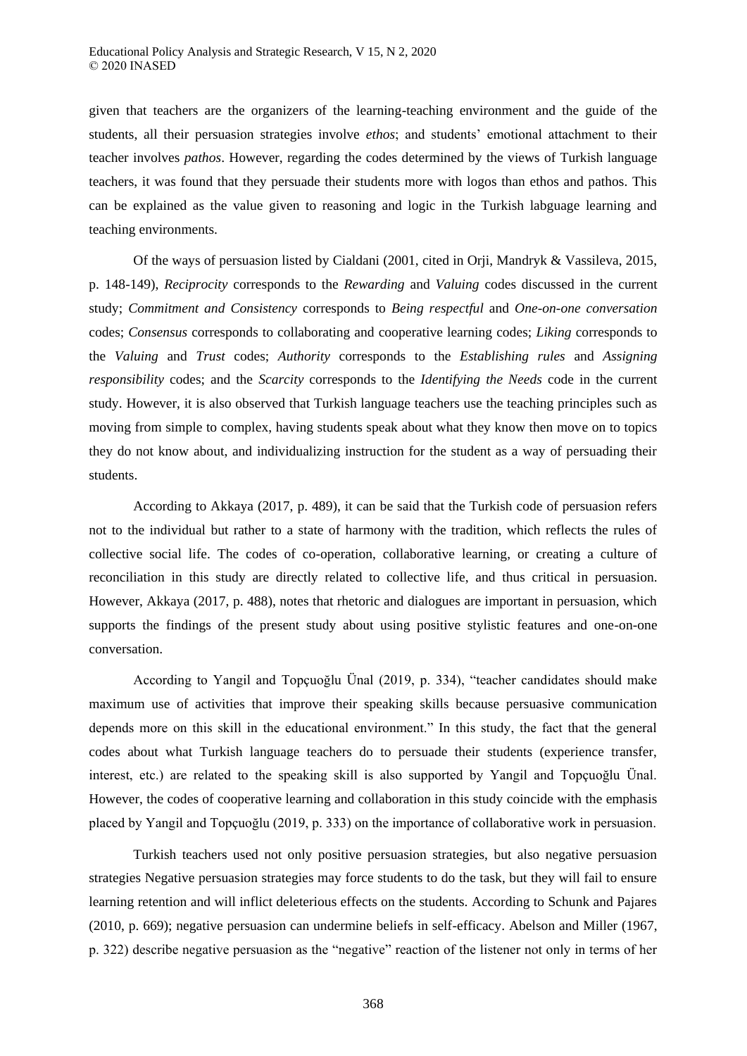given that teachers are the organizers of the learning-teaching environment and the guide of the students, all their persuasion strategies involve *ethos*; and students' emotional attachment to their teacher involves *pathos*. However, regarding the codes determined by the views of Turkish language teachers, it was found that they persuade their students more with logos than ethos and pathos. This can be explained as the value given to reasoning and logic in the Turkish labguage learning and teaching environments.

Of the ways of persuasion listed by Cialdani (2001, cited in Orji, Mandryk & Vassileva, 2015, p. 148-149), *Reciprocity* corresponds to the *Rewarding* and *Valuing* codes discussed in the current study; *Commitment and Consistency* corresponds to *Being respectful* and *One-on-one conversation* codes; *Consensus* corresponds to collaborating and cooperative learning codes; *Liking* corresponds to the *Valuing* and *Trust* codes; *Authority* corresponds to the *Establishing rules* and *Assigning responsibility* codes; and the *Scarcity* corresponds to the *Identifying the Needs* code in the current study. However, it is also observed that Turkish language teachers use the teaching principles such as moving from simple to complex, having students speak about what they know then move on to topics they do not know about, and individualizing instruction for the student as a way of persuading their students.

According to Akkaya (2017, p. 489), it can be said that the Turkish code of persuasion refers not to the individual but rather to a state of harmony with the tradition, which reflects the rules of collective social life. The codes of co-operation, collaborative learning, or creating a culture of reconciliation in this study are directly related to collective life, and thus critical in persuasion. However, Akkaya (2017, p. 488), notes that rhetoric and dialogues are important in persuasion, which supports the findings of the present study about using positive stylistic features and one-on-one conversation.

According to Yangil and Topçuoğlu Ünal (2019, p. 334), "teacher candidates should make maximum use of activities that improve their speaking skills because persuasive communication depends more on this skill in the educational environment." In this study, the fact that the general codes about what Turkish language teachers do to persuade their students (experience transfer, interest, etc.) are related to the speaking skill is also supported by Yangil and Topçuoğlu Ünal. However, the codes of cooperative learning and collaboration in this study coincide with the emphasis placed by Yangil and Topçuoğlu (2019, p. 333) on the importance of collaborative work in persuasion.

Turkish teachers used not only positive persuasion strategies, but also negative persuasion strategies Negative persuasion strategies may force students to do the task, but they will fail to ensure learning retention and will inflict deleterious effects on the students. According to Schunk and Pajares (2010, p. 669); negative persuasion can undermine beliefs in self-efficacy. Abelson and Miller (1967, p. 322) describe negative persuasion as the "negative" reaction of the listener not only in terms of her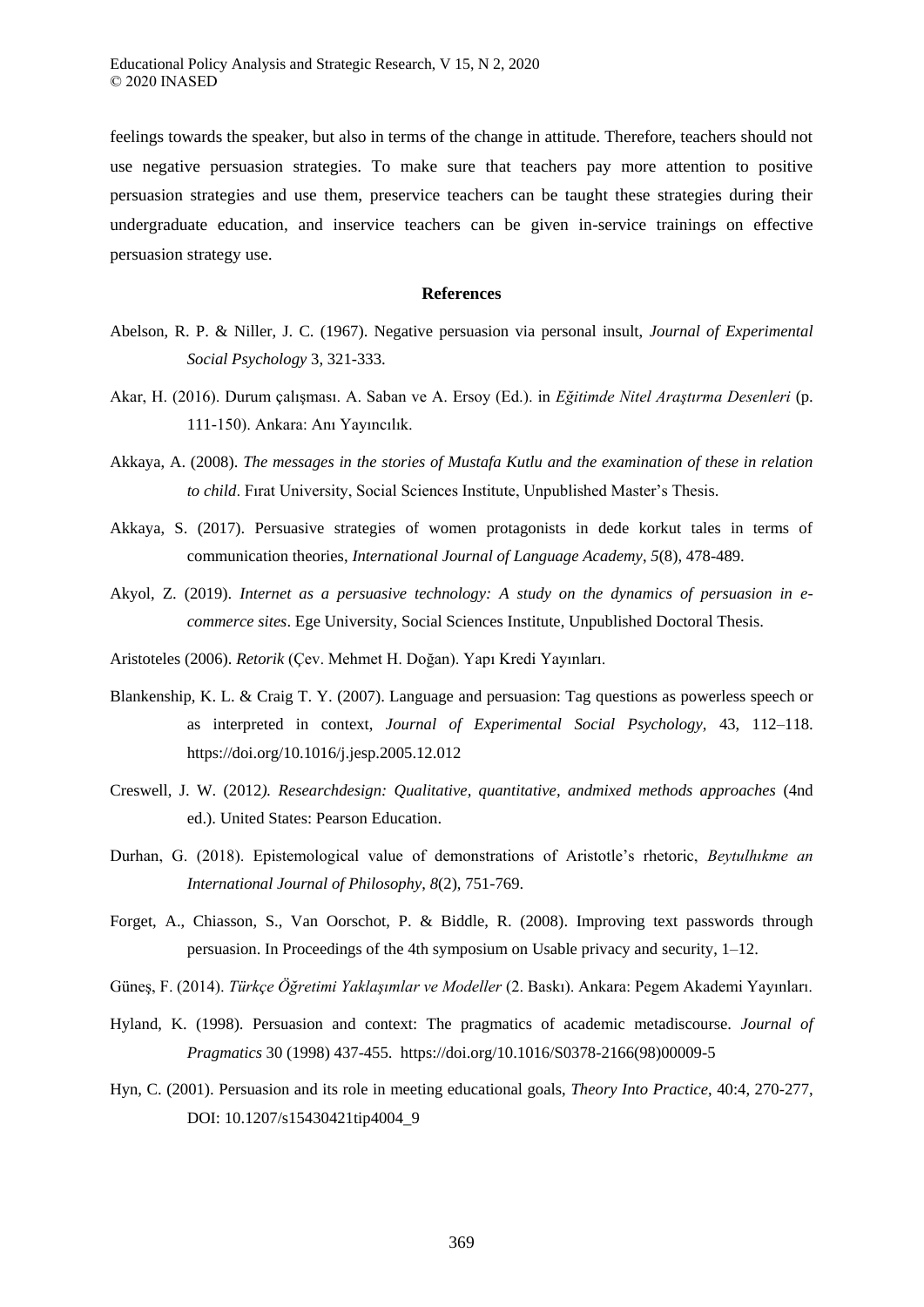feelings towards the speaker, but also in terms of the change in attitude. Therefore, teachers should not use negative persuasion strategies. To make sure that teachers pay more attention to positive persuasion strategies and use them, preservice teachers can be taught these strategies during their undergraduate education, and inservice teachers can be given in-service trainings on effective persuasion strategy use.

## References

Abelson, R. P. & Niller, J. C. (1967). Negative persuasion via personal insult, *Journal of Experimental Social Psychology* 3, 321-333.

Akar, H. (2016). Durum çalışması. A. Saban ve A. Ersoy (Ed.). in *Eğitimde Nitel Araştırma Desenleri* (p. 111-150). Ankara: Anı Yayıncılık.

Akkaya, A. (2008). *The messages in the stories of Mustafa Kutlu and the examination of these in relation to child*. Fırat University, Social Sciences Institute, Unpublished Master's Thesis.

Akkaya, S. (2017). Persuasive strategies of women protagonists in dede korkut tales in terms of communication theories, *International Journal of Language Academy*, *5*(8), 478-489.

Akyol, Z. (2019). *Internet as a persuasive technology: A study on the dynamics of persuasion in e-commerce sites*. Ege University, Social Sciences Institute, Unpublished Doctoral Thesis.

Aristoteles (2006). *Retorik* (Çev. Mehmet H. Doğan). Yapı Kredi Yayınları.

Blankenship, K. L. & Craig T. Y. (2007). Language and persuasion: Tag questions as powerless speech or as interpreted in context, *Journal of Experimental Social Psychology*, 43, 112–118. https://doi.org/10.1016/j.jesp.2005.12.012

Creswell, J. W. (2012*). Researchdesign: Qualitative, quantitative, andmixed methods approaches* (4nd ed.). United States: Pearson Education.

Durhan, G. (2018). Epistemological value of demonstrations of Aristotle's rhetoric, *Beytulhıkme an International Journal of Philosophy*, *8*(2), 751-769.

Forget, A., Chiasson, S., Van Oorschot, P. & Biddle, R. (2008). Improving text passwords through persuasion. In Proceedings of the 4th symposium on Usable privacy and security, 1–12.

Güneş, F. (2014). *Türkçe Öğretimi Yaklaşımlar ve Modeller* (2. Baskı). Ankara: Pegem Akademi Yayınları.

Hyland, K. (1998). Persuasion and context: The pragmatics of academic metadiscourse. *Journal of Pragmatics* 30 (1998) 437-455. https://doi.org/10.1016/S0378-2166(98)00009-5

Hyn, C. (2001). Persuasion and its role in meeting educational goals, *Theory Into Practice*, 40:4, 270-277, DOI: 10.1207/s15430421tip4004_9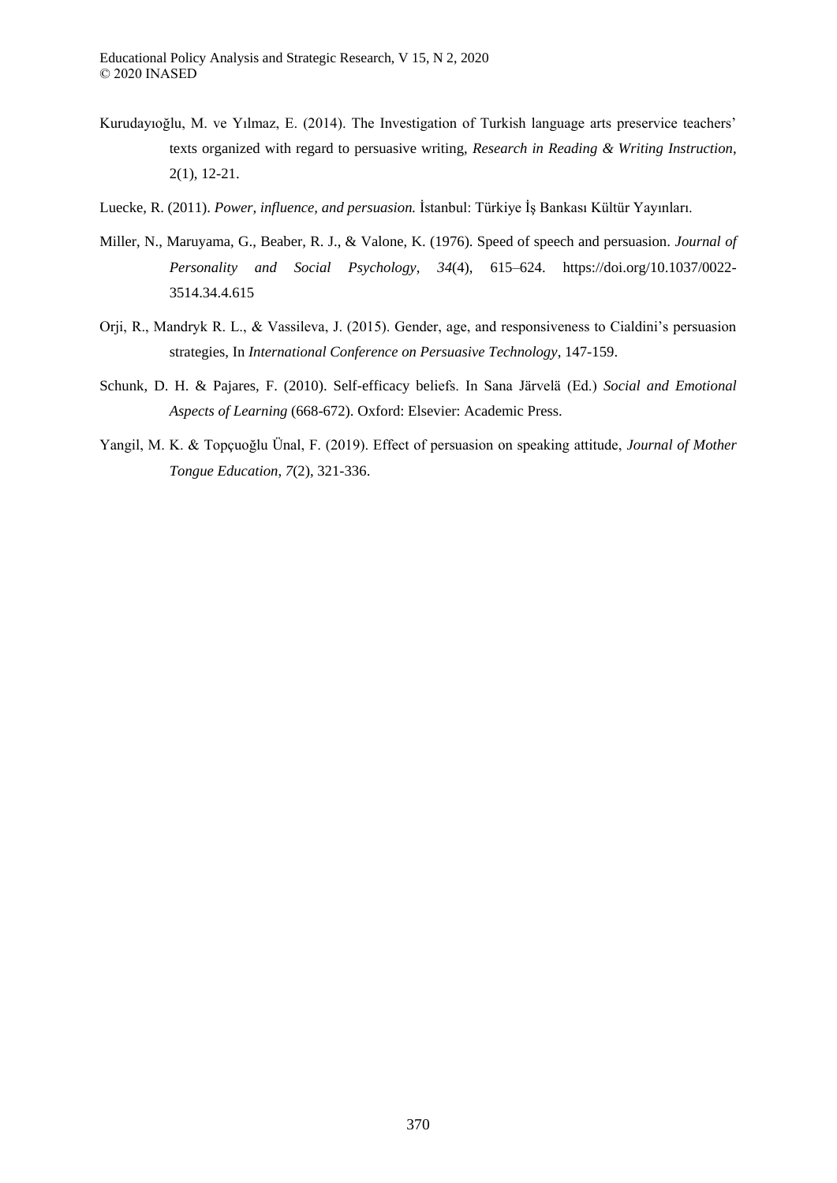Kurudayıoğlu, M. ve Yılmaz, E. (2014). The Investigation of Turkish language arts preservice teachers' texts organized with regard to persuasive writing, *Research in Reading & Writing Instruction*, 2(1), 12-21.

Luecke, R. (2011). *Power, influence, and persuasion.* İstanbul: Türkiye İş Bankası Kültür Yayınları.

Miller, N., Maruyama, G., Beaber, R. J., & Valone, K. (1976). Speed of speech and persuasion. *Journal of Personality and Social Psychology*, *34*(4), 615–624. https://doi.org/10.1037/0022-3514.34.4.615

Orji, R., Mandryk R. L., & Vassileva, J. (2015). Gender, age, and responsiveness to Cialdini's persuasion strategies, In *International Conference on Persuasive Technology*, 147-159.

Schunk, D. H. & Pajares, F. (2010). Self-efficacy beliefs. In Sana Järvelä (Ed.) *Social and Emotional Aspects of Learning* (668-672). Oxford: Elsevier: Academic Press.

Yangil, M. K. & Topçuoğlu Ünal, F. (2019). Effect of persuasion on speaking attitude, *Journal of Mother Tongue Education*, *7*(2), 321-336.